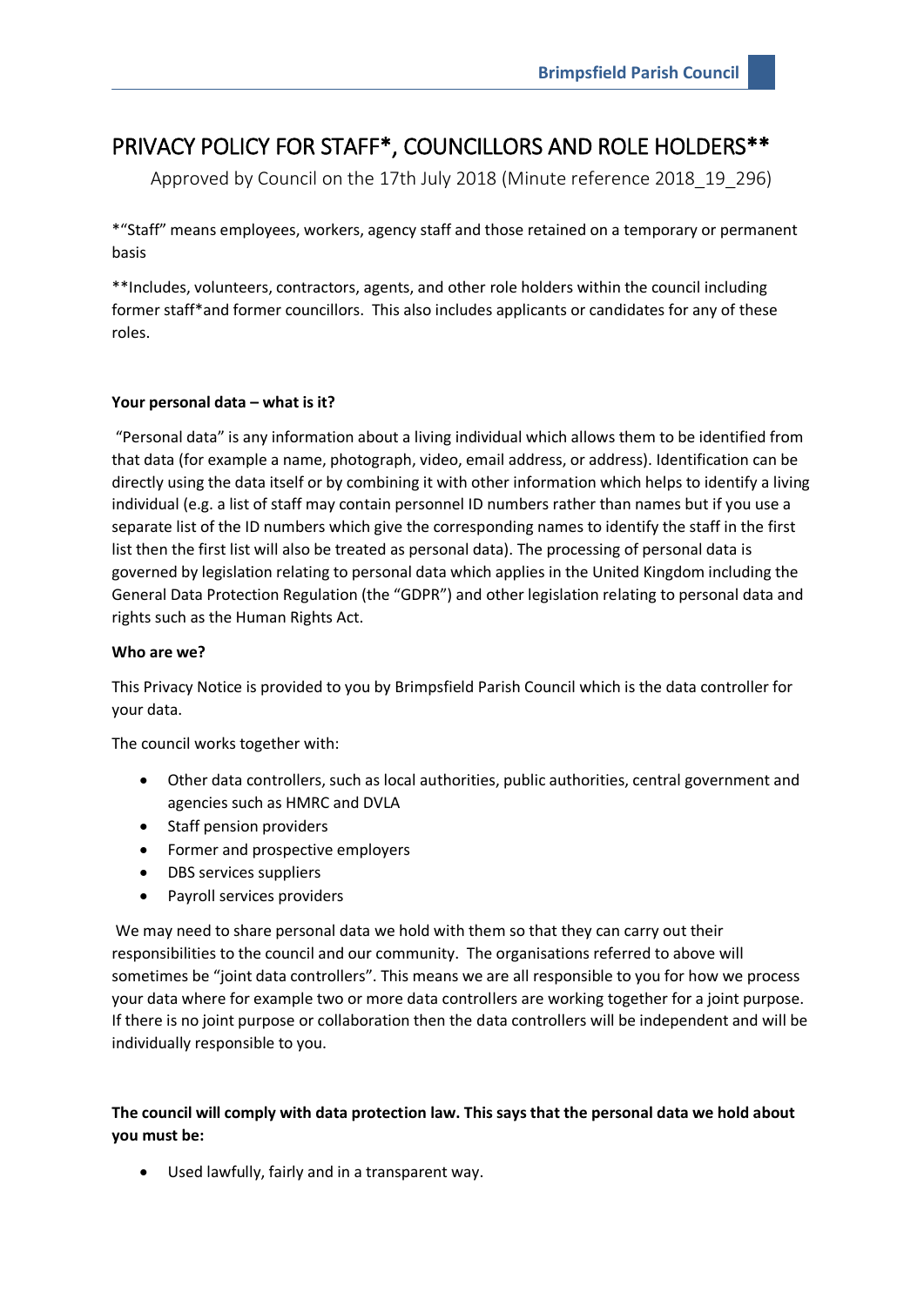# PRIVACY POLICY FOR STAFF*, COUNCILLORS AND ROLE HOLDERS**

Approved by Council on the 17th July 2018 (Minute reference 2018_19_296)

*"Staff" means employees, workers, agency staff and those retained on a temporary or permanent basis

**Includes, volunteers, contractors, agents, and other role holders within the council including former staff*and former councillors. This also includes applicants or candidates for any of these roles.

**Your personal data – what is it?**

"Personal data" is any information about a living individual which allows them to be identified from that data (for example a name, photograph, video, email address, or address). Identification can be directly using the data itself or by combining it with other information which helps to identify a living individual (e.g. a list of staff may contain personnel ID numbers rather than names but if you use a separate list of the ID numbers which give the corresponding names to identify the staff in the first list then the first list will also be treated as personal data). The processing of personal data is governed by legislation relating to personal data which applies in the United Kingdom including the General Data Protection Regulation (the "GDPR") and other legislation relating to personal data and rights such as the Human Rights Act.

**Who are we?**

This Privacy Notice is provided to you by Brimpsfield Parish Council which is the data controller for your data.

The council works together with:

- Other data controllers, such as local authorities, public authorities, central government and agencies such as HMRC and DVLA
- Staff pension providers
- Former and prospective employers
- DBS services suppliers
- Payroll services providers

We may need to share personal data we hold with them so that they can carry out their responsibilities to the council and our community. The organisations referred to above will sometimes be "joint data controllers". This means we are all responsible to you for how we process your data where for example two or more data controllers are working together for a joint purpose. If there is no joint purpose or collaboration then the data controllers will be independent and will be individually responsible to you.

**The council will comply with data protection law. This says that the personal data we hold about you must be:**

- Used lawfully, fairly and in a transparent way.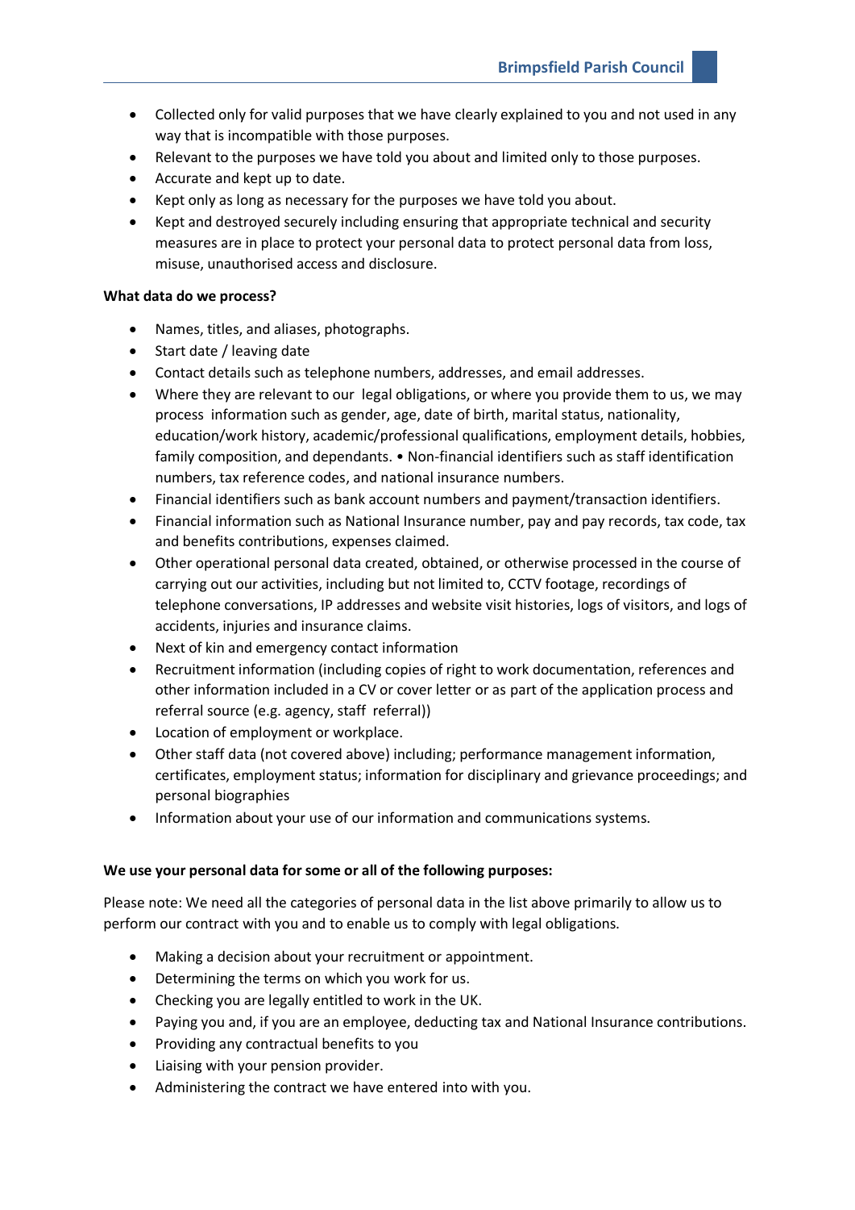- Collected only for valid purposes that we have clearly explained to you and not used in any way that is incompatible with those purposes.
- Relevant to the purposes we have told you about and limited only to those purposes.
- Accurate and kept up to date.
- Kept only as long as necessary for the purposes we have told you about.
- Kept and destroyed securely including ensuring that appropriate technical and security measures are in place to protect your personal data to protect personal data from loss, misuse, unauthorised access and disclosure.

**What data do we process?**

- Names, titles, and aliases, photographs.
- Start date / leaving date
- Contact details such as telephone numbers, addresses, and email addresses.
- Where they are relevant to our legal obligations, or where you provide them to us, we may process information such as gender, age, date of birth, marital status, nationality, education/work history, academic/professional qualifications, employment details, hobbies, family composition, and dependants. • Non-financial identifiers such as staff identification numbers, tax reference codes, and national insurance numbers.
- Financial identifiers such as bank account numbers and payment/transaction identifiers.
- Financial information such as National Insurance number, pay and pay records, tax code, tax and benefits contributions, expenses claimed.
- Other operational personal data created, obtained, or otherwise processed in the course of carrying out our activities, including but not limited to, CCTV footage, recordings of telephone conversations, IP addresses and website visit histories, logs of visitors, and logs of accidents, injuries and insurance claims.
- Next of kin and emergency contact information
- Recruitment information (including copies of right to work documentation, references and other information included in a CV or cover letter or as part of the application process and referral source (e.g. agency, staff referral))
- Location of employment or workplace.
- Other staff data (not covered above) including; performance management information, certificates, employment status; information for disciplinary and grievance proceedings; and personal biographies
- Information about your use of our information and communications systems.

**We use your personal data for some or all of the following purposes:**

Please note: We need all the categories of personal data in the list above primarily to allow us to perform our contract with you and to enable us to comply with legal obligations.

- Making a decision about your recruitment or appointment.
- Determining the terms on which you work for us.
- Checking you are legally entitled to work in the UK.
- Paying you and, if you are an employee, deducting tax and National Insurance contributions.
- Providing any contractual benefits to you
- Liaising with your pension provider.
- Administering the contract we have entered into with you.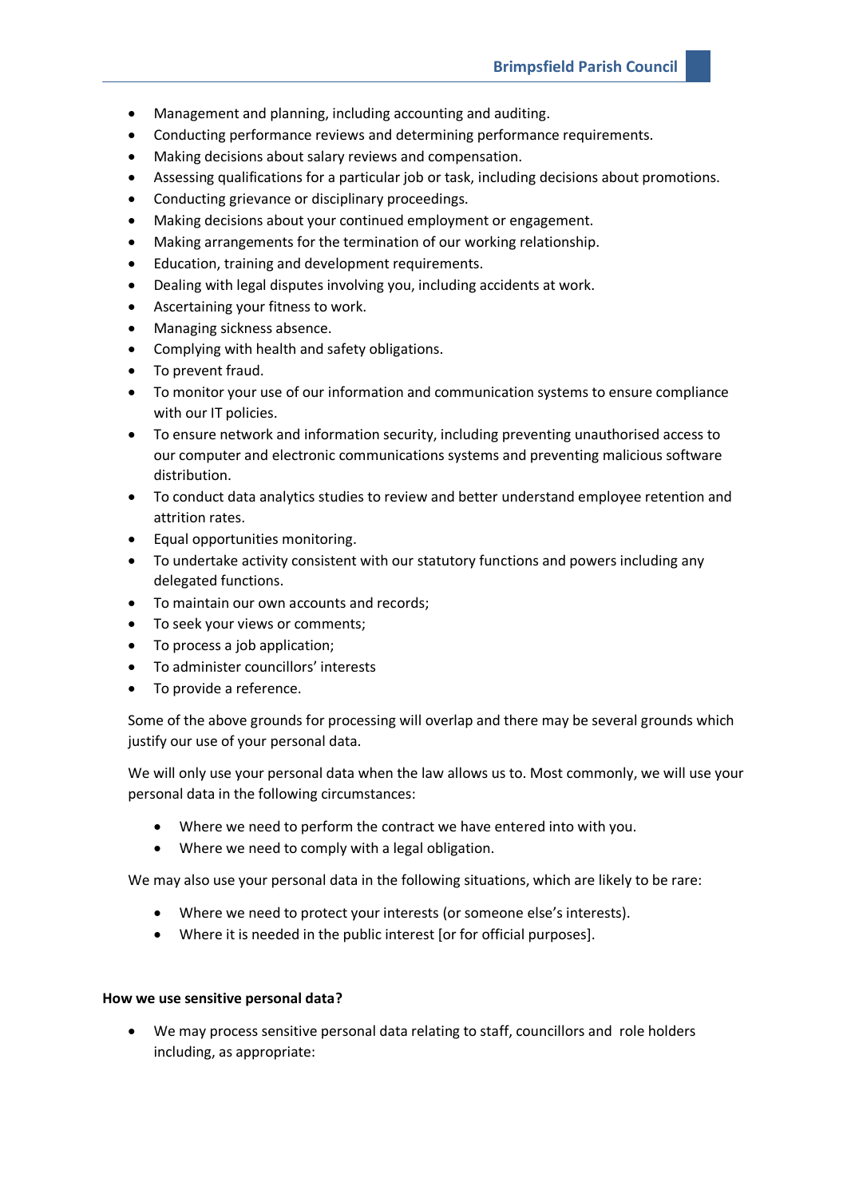- Management and planning, including accounting and auditing.
- Conducting performance reviews and determining performance requirements.
- Making decisions about salary reviews and compensation.
- Assessing qualifications for a particular job or task, including decisions about promotions.
- Conducting grievance or disciplinary proceedings.
- Making decisions about your continued employment or engagement.
- Making arrangements for the termination of our working relationship.
- Education, training and development requirements.
- Dealing with legal disputes involving you, including accidents at work.
- Ascertaining your fitness to work.
- Managing sickness absence.
- Complying with health and safety obligations.
- To prevent fraud.
- To monitor your use of our information and communication systems to ensure compliance with our IT policies.
- To ensure network and information security, including preventing unauthorised access to our computer and electronic communications systems and preventing malicious software distribution.
- To conduct data analytics studies to review and better understand employee retention and attrition rates.
- Equal opportunities monitoring.
- To undertake activity consistent with our statutory functions and powers including any delegated functions.
- To maintain our own accounts and records;
- To seek your views or comments;
- To process a job application;
- To administer councillors' interests
- To provide a reference.

Some of the above grounds for processing will overlap and there may be several grounds which justify our use of your personal data.

We will only use your personal data when the law allows us to. Most commonly, we will use your personal data in the following circumstances:

- Where we need to perform the contract we have entered into with you.
- Where we need to comply with a legal obligation.

We may also use your personal data in the following situations, which are likely to be rare:

- Where we need to protect your interests (or someone else's interests).
- Where it is needed in the public interest [or for official purposes].

**How we use sensitive personal data?**

- We may process sensitive personal data relating to staff, councillors and role holders including, as appropriate: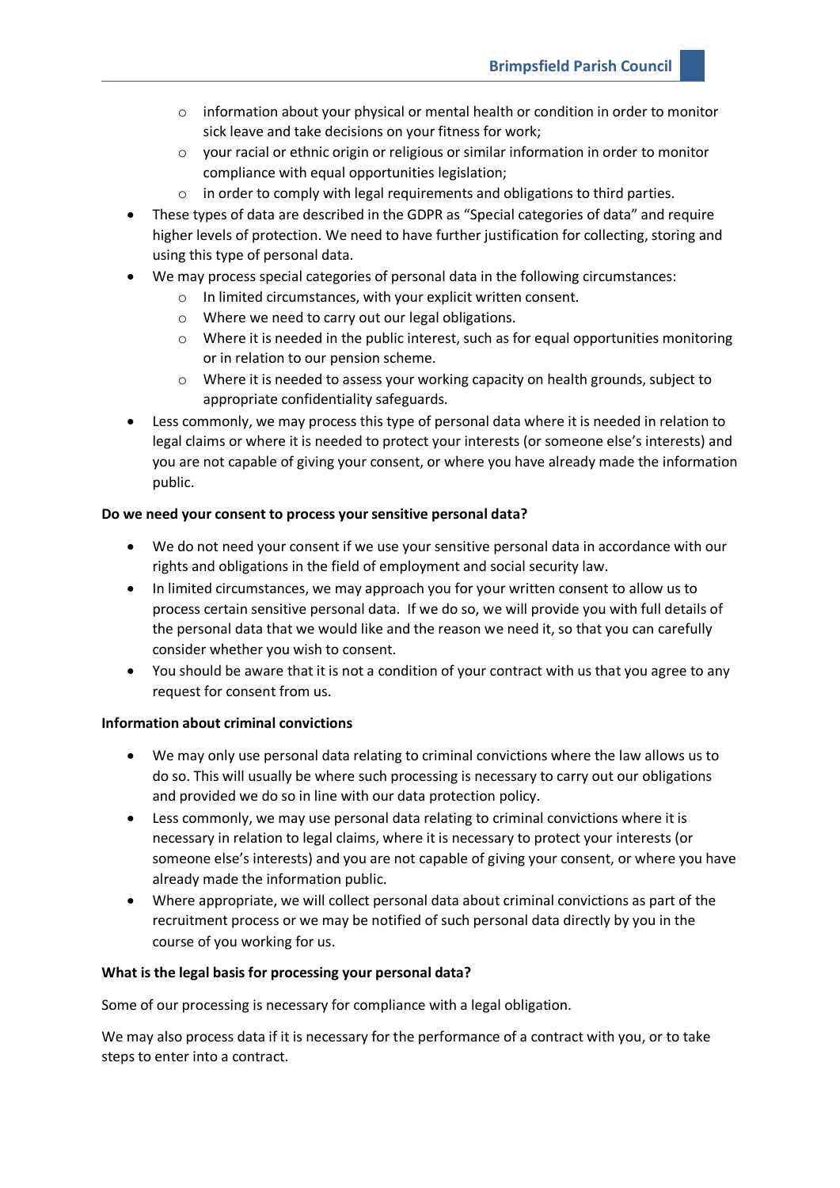- information about your physical or mental health or condition in order to monitor sick leave and take decisions on your fitness for work;
  - your racial or ethnic origin or religious or similar information in order to monitor compliance with equal opportunities legislation;
  - in order to comply with legal requirements and obligations to third parties.
- These types of data are described in the GDPR as "Special categories of data" and require higher levels of protection. We need to have further justification for collecting, storing and using this type of personal data.
- We may process special categories of personal data in the following circumstances:
  - In limited circumstances, with your explicit written consent.
  - Where we need to carry out our legal obligations.
  - Where it is needed in the public interest, such as for equal opportunities monitoring or in relation to our pension scheme.
  - Where it is needed to assess your working capacity on health grounds, subject to appropriate confidentiality safeguards.
- Less commonly, we may process this type of personal data where it is needed in relation to legal claims or where it is needed to protect your interests (or someone else's interests) and you are not capable of giving your consent, or where you have already made the information public.

**Do we need your consent to process your sensitive personal data?**

- We do not need your consent if we use your sensitive personal data in accordance with our rights and obligations in the field of employment and social security law.
- In limited circumstances, we may approach you for your written consent to allow us to process certain sensitive personal data. If we do so, we will provide you with full details of the personal data that we would like and the reason we need it, so that you can carefully consider whether you wish to consent.
- You should be aware that it is not a condition of your contract with us that you agree to any request for consent from us.

**Information about criminal convictions**

- We may only use personal data relating to criminal convictions where the law allows us to do so. This will usually be where such processing is necessary to carry out our obligations and provided we do so in line with our data protection policy.
- Less commonly, we may use personal data relating to criminal convictions where it is necessary in relation to legal claims, where it is necessary to protect your interests (or someone else's interests) and you are not capable of giving your consent, or where you have already made the information public.
- Where appropriate, we will collect personal data about criminal convictions as part of the recruitment process or we may be notified of such personal data directly by you in the course of you working for us.

**What is the legal basis for processing your personal data?**

Some of our processing is necessary for compliance with a legal obligation.

We may also process data if it is necessary for the performance of a contract with you, or to take steps to enter into a contract.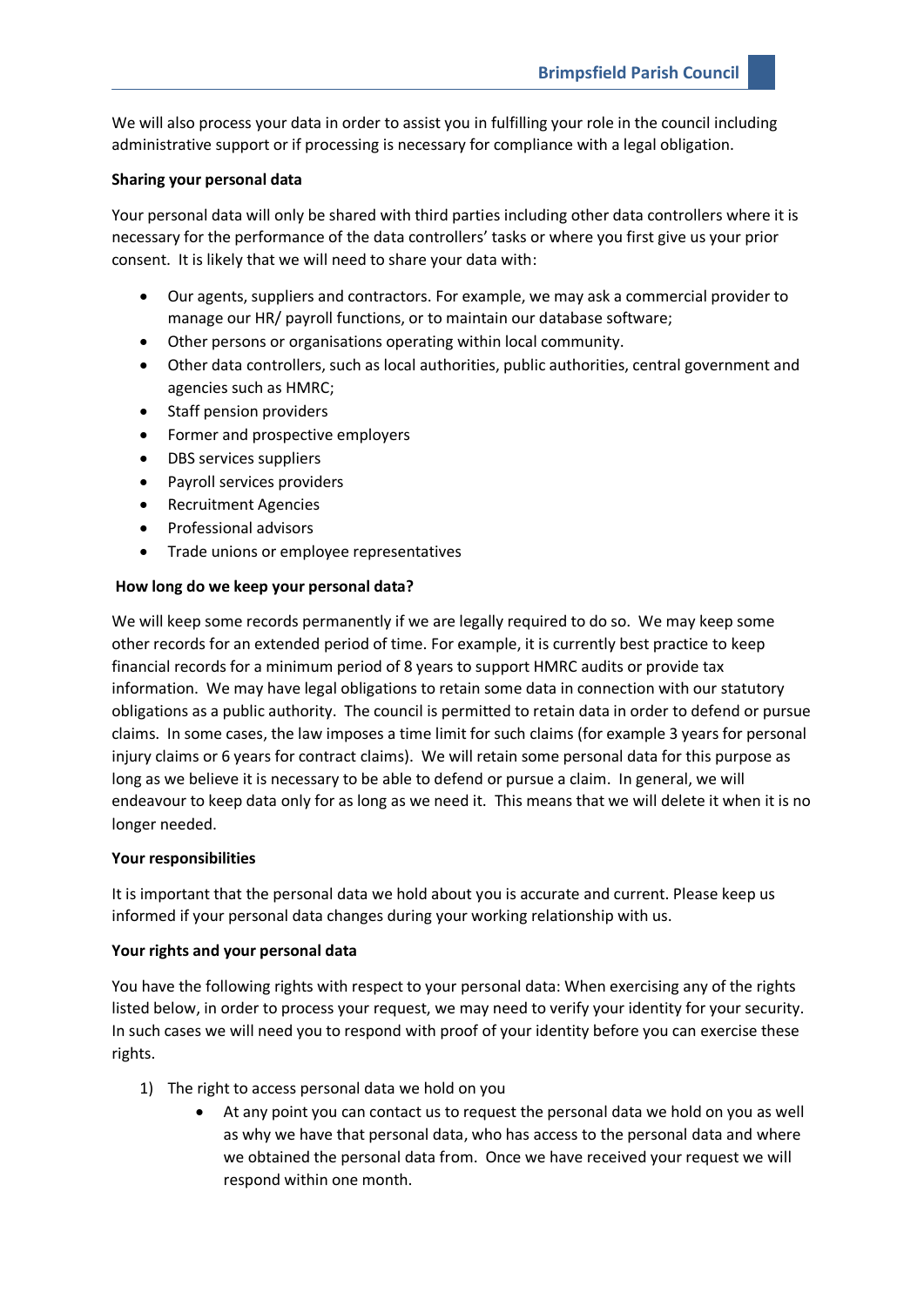We will also process your data in order to assist you in fulfilling your role in the council including administrative support or if processing is necessary for compliance with a legal obligation.

**Sharing your personal data**

Your personal data will only be shared with third parties including other data controllers where it is necessary for the performance of the data controllers' tasks or where you first give us your prior consent. It is likely that we will need to share your data with:

- Our agents, suppliers and contractors. For example, we may ask a commercial provider to manage our HR/ payroll functions, or to maintain our database software;
- Other persons or organisations operating within local community.
- Other data controllers, such as local authorities, public authorities, central government and agencies such as HMRC;
- Staff pension providers
- Former and prospective employers
- DBS services suppliers
- Payroll services providers
- Recruitment Agencies
- Professional advisors
- Trade unions or employee representatives

**How long do we keep your personal data?**

We will keep some records permanently if we are legally required to do so. We may keep some other records for an extended period of time. For example, it is currently best practice to keep financial records for a minimum period of 8 years to support HMRC audits or provide tax information. We may have legal obligations to retain some data in connection with our statutory obligations as a public authority. The council is permitted to retain data in order to defend or pursue claims. In some cases, the law imposes a time limit for such claims (for example 3 years for personal injury claims or 6 years for contract claims). We will retain some personal data for this purpose as long as we believe it is necessary to be able to defend or pursue a claim. In general, we will endeavour to keep data only for as long as we need it. This means that we will delete it when it is no longer needed.

**Your responsibilities**

It is important that the personal data we hold about you is accurate and current. Please keep us informed if your personal data changes during your working relationship with us.

**Your rights and your personal data**

You have the following rights with respect to your personal data: When exercising any of the rights listed below, in order to process your request, we may need to verify your identity for your security. In such cases we will need you to respond with proof of your identity before you can exercise these rights.

1) The right to access personal data we hold on you
   - At any point you can contact us to request the personal data we hold on you as well as why we have that personal data, who has access to the personal data and where we obtained the personal data from. Once we have received your request we will respond within one month.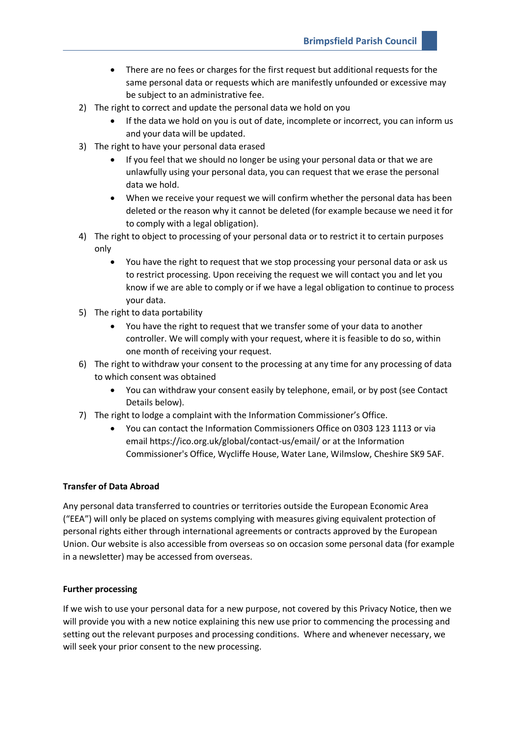- There are no fees or charges for the first request but additional requests for the same personal data or requests which are manifestly unfounded or excessive may be subject to an administrative fee.

2) The right to correct and update the personal data we hold on you
    - If the data we hold on you is out of date, incomplete or incorrect, you can inform us and your data will be updated.
3) The right to have your personal data erased
    - If you feel that we should no longer be using your personal data or that we are unlawfully using your personal data, you can request that we erase the personal data we hold.
    - When we receive your request we will confirm whether the personal data has been deleted or the reason why it cannot be deleted (for example because we need it for to comply with a legal obligation).
4) The right to object to processing of your personal data or to restrict it to certain purposes only
    - You have the right to request that we stop processing your personal data or ask us to restrict processing. Upon receiving the request we will contact you and let you know if we are able to comply or if we have a legal obligation to continue to process your data.
5) The right to data portability
    - You have the right to request that we transfer some of your data to another controller. We will comply with your request, where it is feasible to do so, within one month of receiving your request.
6) The right to withdraw your consent to the processing at any time for any processing of data to which consent was obtained
    - You can withdraw your consent easily by telephone, email, or by post (see Contact Details below).
7) The right to lodge a complaint with the Information Commissioner's Office.
    - You can contact the Information Commissioners Office on 0303 123 1113 or via email https://ico.org.uk/global/contact-us/email/ or at the Information Commissioner's Office, Wycliffe House, Water Lane, Wilmslow, Cheshire SK9 5AF.

**Transfer of Data Abroad**

Any personal data transferred to countries or territories outside the European Economic Area ("EEA") will only be placed on systems complying with measures giving equivalent protection of personal rights either through international agreements or contracts approved by the European Union. Our website is also accessible from overseas so on occasion some personal data (for example in a newsletter) may be accessed from overseas.

**Further processing**

If we wish to use your personal data for a new purpose, not covered by this Privacy Notice, then we will provide you with a new notice explaining this new use prior to commencing the processing and setting out the relevant purposes and processing conditions. Where and whenever necessary, we will seek your prior consent to the new processing.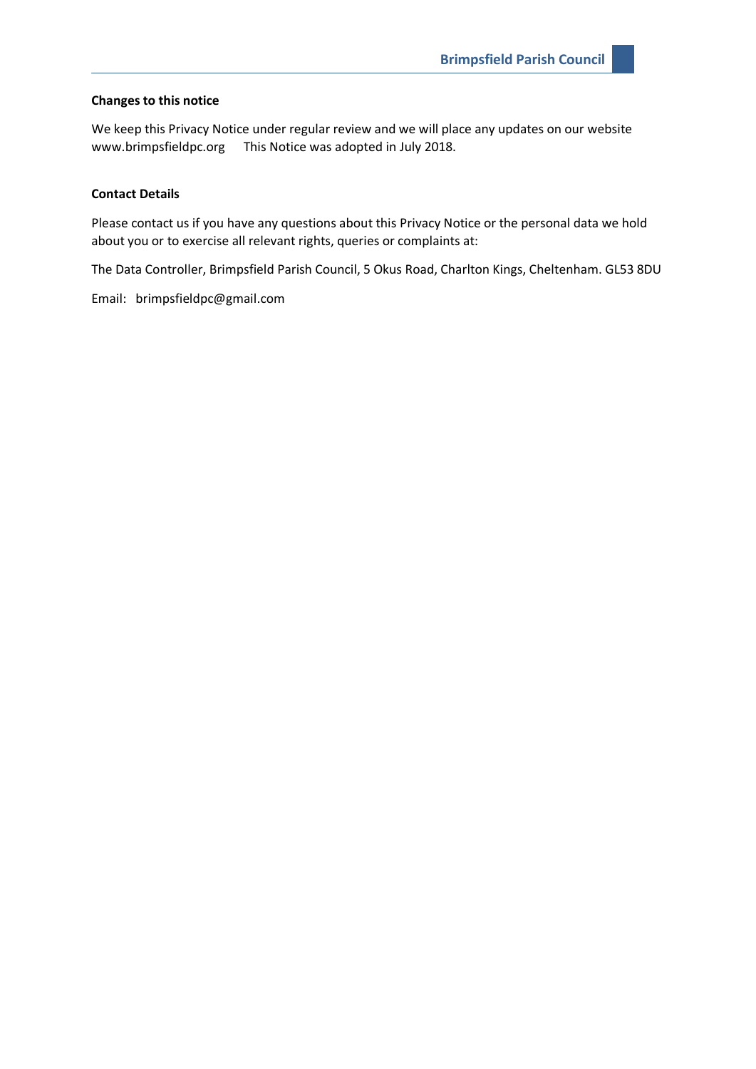**Changes to this notice**

We keep this Privacy Notice under regular review and we will place any updates on our website www.brimpsfieldpc.org This Notice was adopted in July 2018.

**Contact Details**

Please contact us if you have any questions about this Privacy Notice or the personal data we hold about you or to exercise all relevant rights, queries or complaints at:

The Data Controller, Brimpsfield Parish Council, 5 Okus Road, Charlton Kings, Cheltenham. GL53 8DU

Email: brimpsfieldpc@gmail.com